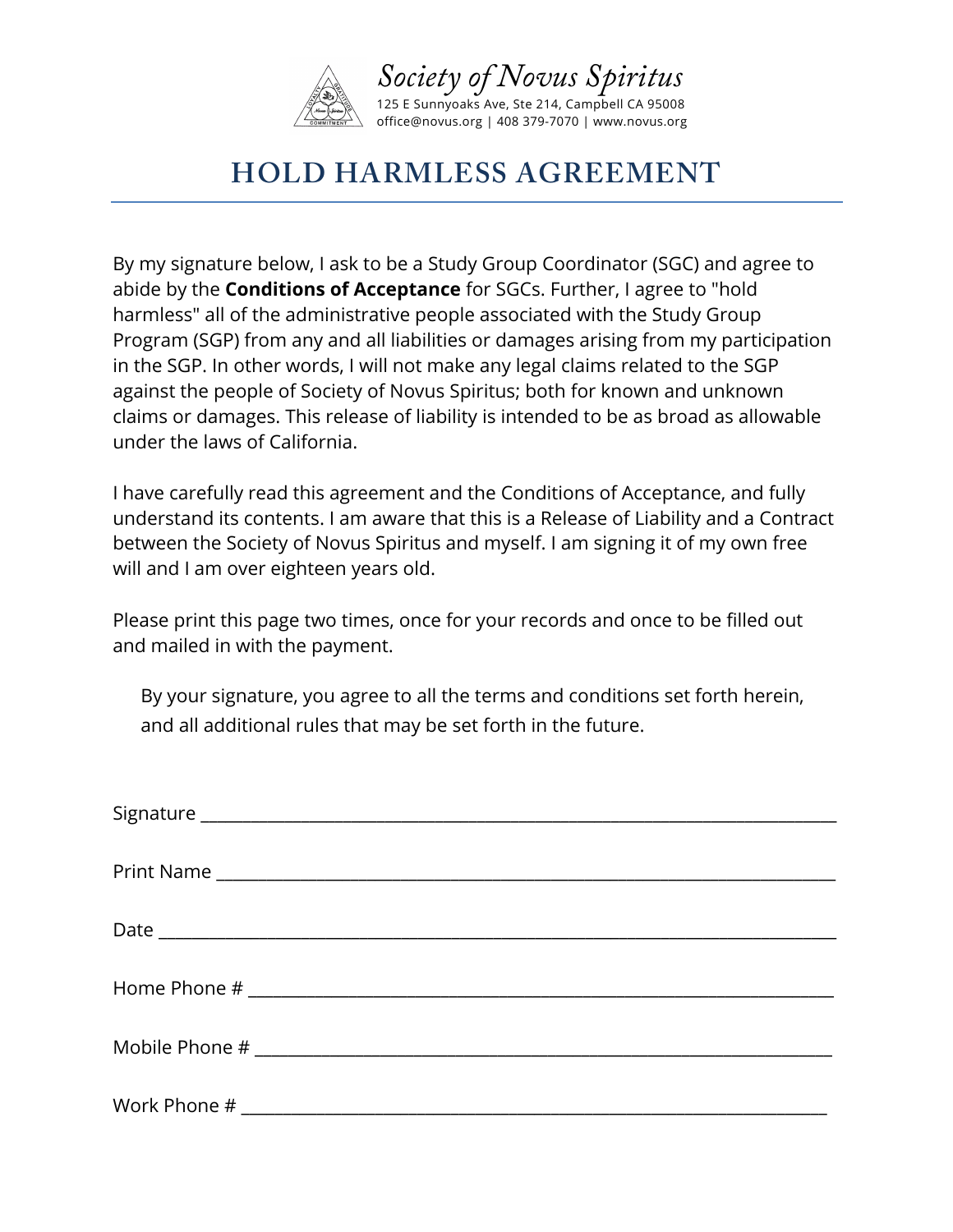*Society of Novus Spiritus*

125 E Sunnyoaks Ave, Ste 214, Campbell CA 95008
office@novus.org | 408 379-7070 | www.novus.org

# HOLD HARMLESS AGREEMENT

By my signature below, I ask to be a Study Group Coordinator (SGC) and agree to abide by the **Conditions of Acceptance** for SGCs. Further, I agree to "hold harmless" all of the administrative people associated with the Study Group Program (SGP) from any and all liabilities or damages arising from my participation in the SGP. In other words, I will not make any legal claims related to the SGP against the people of Society of Novus Spiritus; both for known and unknown claims or damages. This release of liability is intended to be as broad as allowable under the laws of California.

I have carefully read this agreement and the Conditions of Acceptance, and fully understand its contents. I am aware that this is a Release of Liability and a Contract between the Society of Novus Spiritus and myself. I am signing it of my own free will and I am over eighteen years old.

Please print this page two times, once for your records and once to be filled out and mailed in with the payment.

By your signature, you agree to all the terms and conditions set forth herein, and all additional rules that may be set forth in the future.

Signature ______________________________________________

Print Name ______________________________________________

Date ______________________________________________

Home Phone # ______________________________________________

Mobile Phone # ______________________________________________

Work Phone # ______________________________________________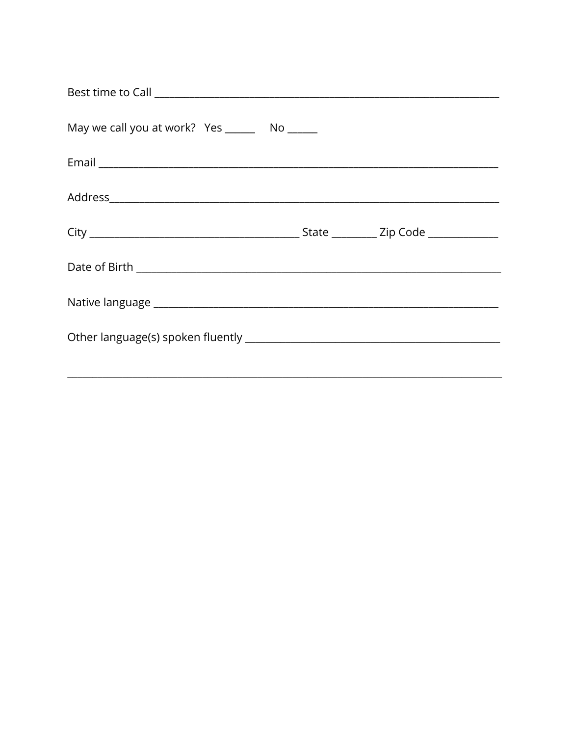Best time to Call ___________________________________________________________________

May we call you at work?   Yes ______     No ______

Email ______________________________________________________________________________

Address_____________________________________________________________________________

City ________________________________________ State _________ Zip Code ______________

Date of Birth ________________________________________________________________________

Native language ______________________________________________________________________

Other language(s) spoken fluently ____________________________________________________

_________________________________________________________________________________________